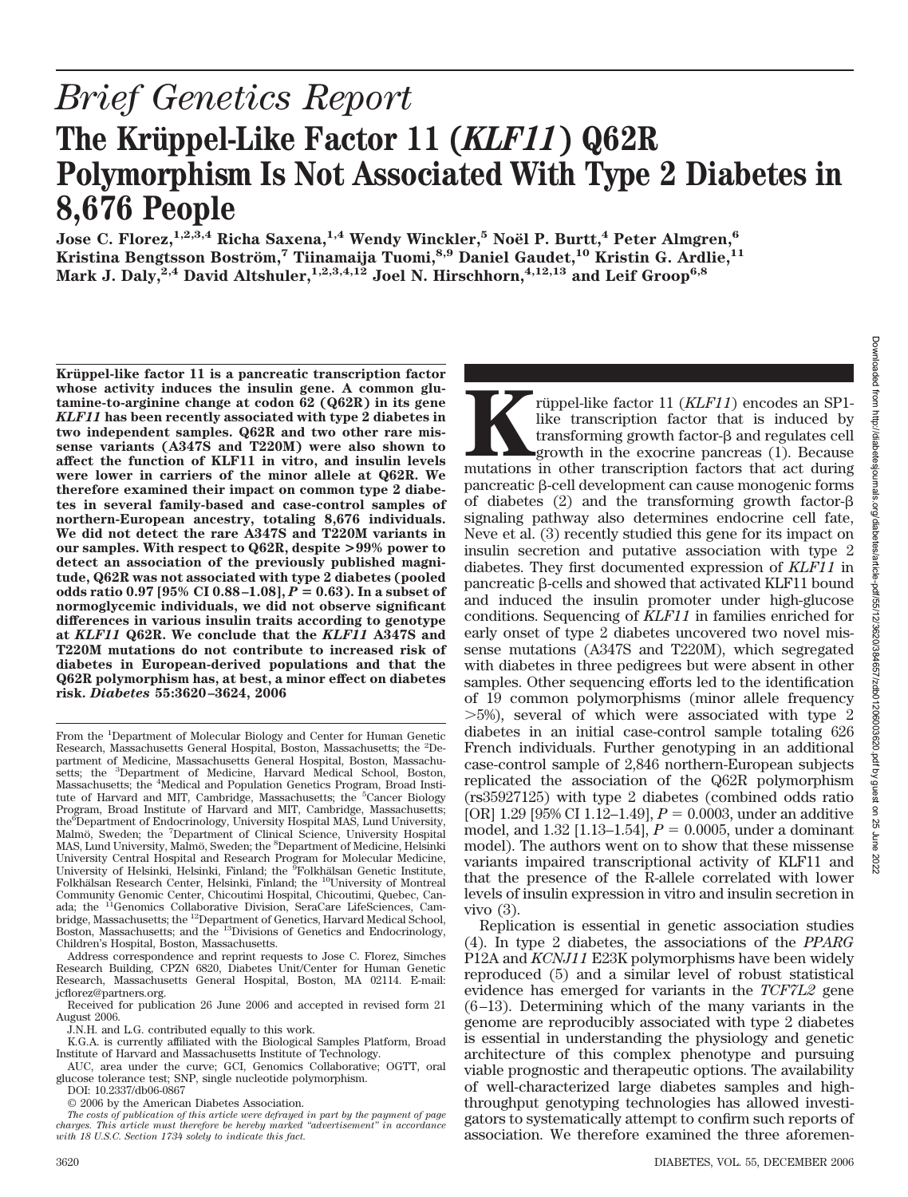# Brief Genetics Report

# The Krüppel-Like Factor 11 (*KLF11*) Q62R Polymorphism Is Not Associated With Type 2 Diabetes in 8,676 People

**Jose C. Florez,[1,2,3,4] Richa Saxena,[1,4] Wendy Winckler,[5] Noël P. Burtt,[4] Peter Almgren,[6] Kristina Bengtsson Boström,[7] Tiinamaija Tuomi,[8,9] Daniel Gaudet,[10] Kristin G. Ardlie,[11] Mark J. Daly,[2,4] David Altshuler,[1,2,3,4,12] Joel N. Hirschhorn,[4,12,13] and Leif Groop[6,8]**

**Krüppel-like factor 11 is a pancreatic transcription factor whose activity induces the insulin gene. A common glutamine-to-arginine change at codon 62 (Q62R) in its gene *KLF11* has been recently associated with type 2 diabetes in two independent samples. Q62R and two other rare missense variants (A347S and T220M) were also shown to affect the function of KLF11 in vitro, and insulin levels were lower in carriers of the minor allele at Q62R. We therefore examined their impact on common type 2 diabetes in several family-based and case-control samples of northern-European ancestry, totaling 8,676 individuals. We did not detect the rare A347S and T220M variants in our samples. With respect to Q62R, despite >99% power to detect an association of the previously published magnitude, Q62R was not associated with type 2 diabetes (pooled odds ratio 0.97 [95% CI 0.88–1.08], $P = 0.63$). In a subset of normoglycemic individuals, we did not observe significant differences in various insulin traits according to genotype at *KLF11* Q62R. We conclude that the *KLF11* A347S and T220M mutations do not contribute to increased risk of diabetes in European-derived populations and that the Q62R polymorphism has, at best, a minor effect on diabetes risk. *Diabetes* 55:3620–3624, 2006**

From the [1]Department of Molecular Biology and Center for Human Genetic Research, Massachusetts General Hospital, Boston, Massachusetts; the [2]Department of Medicine, Massachusetts General Hospital, Boston, Massachusetts; the [3]Department of Medicine, Harvard Medical School, Boston, Massachusetts; the [4]Medical and Population Genetics Program, Broad Institute of Harvard and MIT, Cambridge, Massachusetts; the [5]Cancer Biology Program, Broad Institute of Harvard and MIT, Cambridge, Massachusetts; the [6]Department of Endocrinology, University Hospital MAS, Lund University, Malmö, Sweden; the [7]Department of Clinical Science, University Hospital MAS, Lund University, Malmö, Sweden; the [8]Department of Medicine, Helsinki University Central Hospital and Research Program for Molecular Medicine, University of Helsinki, Helsinki, Finland; the [9]Folkhälsan Genetic Institute, Folkhälsan Research Center, Helsinki, Finland; the [10]University of Montreal Community Genomic Center, Chicoutimi Hospital, Chicoutimi, Quebec, Canada; the [11]Genomics Collaborative Division, SeraCare LifeSciences, Cambridge, Massachusetts; the [12]Department of Genetics, Harvard Medical School, Boston, Massachusetts; and the [13]Divisions of Genetics and Endocrinology, Children's Hospital, Boston, Massachusetts.

Address correspondence and reprint requests to Jose C. Florez, Simches Research Building, CPZN 6820, Diabetes Unit/Center for Human Genetic Research, Massachusetts General Hospital, Boston, MA 02114. E-mail: jcflorez@partners.org.

Received for publication 26 June 2006 and accepted in revised form 21 August 2006.

J.N.H. and L.G. contributed equally to this work.

K.G.A. is currently affiliated with the Biological Samples Platform, Broad Institute of Harvard and Massachusetts Institute of Technology.

AUC, area under the curve; GCI, Genomics Collaborative; OGTT, oral glucose tolerance test; SNP, single nucleotide polymorphism.

DOI: 10.2337/db06-0867

© 2006 by the American Diabetes Association.

*The costs of publication of this article were defrayed in part by the payment of page charges. This article must therefore be hereby marked "advertisement" in accordance with 18 U.S.C. Section 1734 solely to indicate this fact.*

Krüppel-like factor 11 (*KLF11*) encodes an SP1-like transcription factor that is induced by transforming growth factor-β and regulates cell growth in the exocrine pancreas (1). Because mutations in other transcription factors that act during pancreatic β-cell development can cause monogenic forms of diabetes (2) and the transforming growth factor-β signaling pathway also determines endocrine cell fate, Neve et al. (3) recently studied this gene for its impact on insulin secretion and putative association with type 2 diabetes. They first documented expression of *KLF11* in pancreatic β-cells and showed that activated KLF11 bound and induced the insulin promoter under high-glucose conditions. Sequencing of *KLF11* in families enriched for early onset of type 2 diabetes uncovered two novel missense mutations (A347S and T220M), which segregated with diabetes in three pedigrees but were absent in other samples. Other sequencing efforts led to the identification of 19 common polymorphisms (minor allele frequency >5%), several of which were associated with type 2 diabetes in an initial case-control sample totaling 626 French individuals. Further genotyping in an additional case-control sample of 2,846 northern-European subjects replicated the association of the Q62R polymorphism (rs35927125) with type 2 diabetes (combined odds ratio [OR] 1.29 [95% CI 1.12–1.49], $P = 0.0003$, under an additive model, and 1.32 [1.13–1.54], $P = 0.0005$, under a dominant model). The authors went on to show that these missense variants impaired transcriptional activity of KLF11 and that the presence of the R-allele correlated with lower levels of insulin expression in vitro and insulin secretion in vivo (3).

Replication is essential in genetic association studies (4). In type 2 diabetes, the associations of the *PPARG* P12A and *KCNJ11* E23K polymorphisms have been widely reproduced (5) and a similar level of robust statistical evidence has emerged for variants in the *TCF7L2* gene (6–13). Determining which of the many variants in the genome are reproducibly associated with type 2 diabetes is essential in understanding the physiology and genetic architecture of this complex phenotype and pursuing viable prognostic and therapeutic options. The availability of well-characterized large diabetes samples and high-throughput genotyping technologies has allowed investigators to systematically attempt to confirm such reports of association. We therefore examined the three aforemen-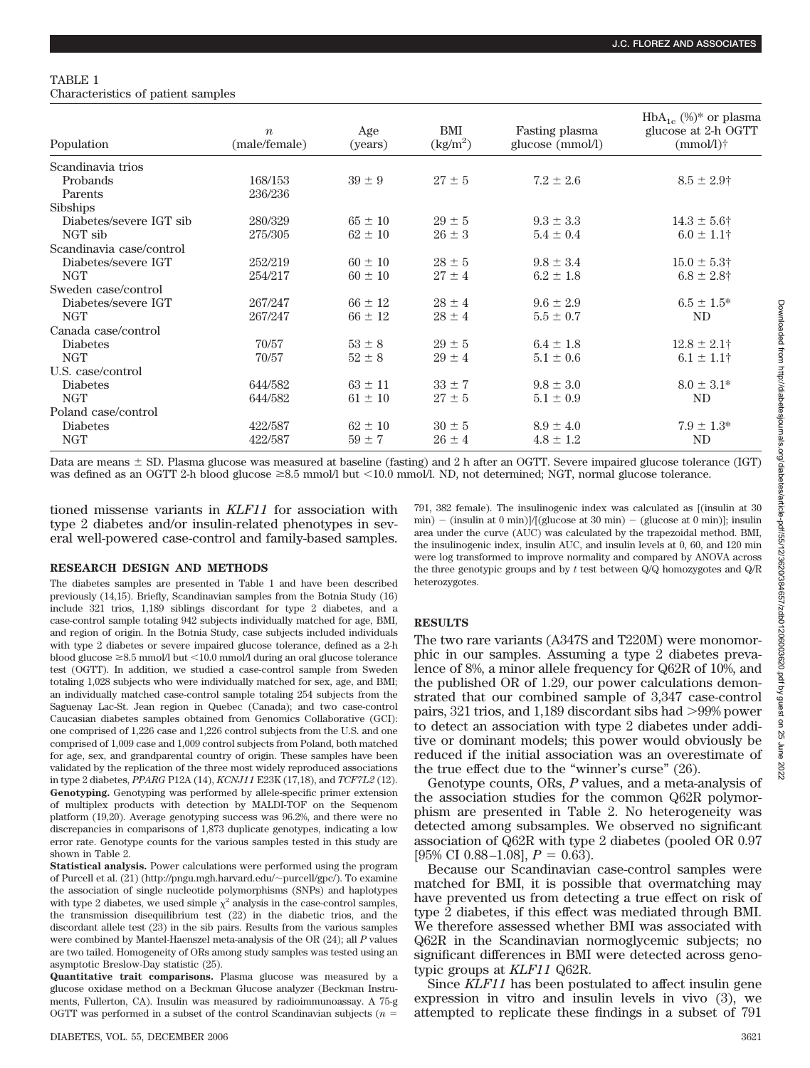TABLE 1
Characteristics of patient samples

| Population | $n$ (male/female) | Age (years) | BMI (kg/m$^2$) | Fasting plasma glucose (mmol/l) | $HbA_{1c}$ (%)* or plasma glucose at 2-h OGTT (mmol/l)† |
|---|---|---|---|---|---|
| Scandinavia trios | | | | | |
| Probands | 168/153 | 39 ± 9 | 27 ± 5 | 7.2 ± 2.6 | 8.5 ± 2.9† |
| Parents | 236/236 | | | | |
| Sibships | | | | | |
| Diabetes/severe IGT sib | 280/329 | 65 ± 10 | 29 ± 5 | 9.3 ± 3.3 | 14.3 ± 5.6† |
| NGT sib | 275/305 | 62 ± 10 | 26 ± 3 | 5.4 ± 0.4 | 6.0 ± 1.1† |
| Scandinavia case/control | | | | | |
| Diabetes/severe IGT | 252/219 | 60 ± 10 | 28 ± 5 | 9.8 ± 3.4 | 15.0 ± 5.3† |
| NGT | 254/217 | 60 ± 10 | 27 ± 4 | 6.2 ± 1.8 | 6.8 ± 2.8† |
| Sweden case/control | | | | | |
| Diabetes/severe IGT | 267/247 | 66 ± 12 | 28 ± 4 | 9.6 ± 2.9 | 6.5 ± 1.5* |
| NGT | 267/247 | 66 ± 12 | 28 ± 4 | 5.5 ± 0.7 | ND |
| Canada case/control | | | | | |
| Diabetes | 70/57 | 53 ± 8 | 29 ± 5 | 6.4 ± 1.8 | 12.8 ± 2.1† |
| NGT | 70/57 | 52 ± 8 | 29 ± 4 | 5.1 ± 0.6 | 6.1 ± 1.1† |
| U.S. case/control | | | | | |
| Diabetes | 644/582 | 63 ± 11 | 33 ± 7 | 9.8 ± 3.0 | 8.0 ± 3.1* |
| NGT | 644/582 | 61 ± 10 | 27 ± 5 | 5.1 ± 0.9 | ND |
| Poland case/control | | | | | |
| Diabetes | 422/587 | 62 ± 10 | 30 ± 5 | 8.9 ± 4.0 | 7.9 ± 1.3* |
| NGT | 422/587 | 59 ± 7 | 26 ± 4 | 4.8 ± 1.2 | ND |

Data are means ± SD. Plasma glucose was measured at baseline (fasting) and 2 h after an OGTT. Severe impaired glucose tolerance (IGT) was defined as an OGTT 2-h blood glucose ≥8.5 mmol/l but <10.0 mmol/l. ND, not determined; NGT, normal glucose tolerance.

tioned missense variants in *KLF11* for association with type 2 diabetes and/or insulin-related phenotypes in several well-powered case-control and family-based samples.

## RESEARCH DESIGN AND METHODS

The diabetes samples are presented in Table 1 and have been described previously (14,15). Briefly, Scandinavian samples from the Botnia Study (16) include 321 trios, 1,189 siblings discordant for type 2 diabetes, and a case-control sample totaling 942 subjects individually matched for age, BMI, and region of origin. In the Botnia Study, case subjects included individuals with type 2 diabetes or severe impaired glucose tolerance, defined as a 2-h blood glucose ≥8.5 mmol/l but <10.0 mmol/l during an oral glucose tolerance test (OGTT). In addition, we studied a case-control sample from Sweden totaling 1,028 subjects who were individually matched for sex, age, and BMI; an individually matched case-control sample totaling 254 subjects from the Saguenay Lac-St. Jean region in Quebec (Canada); and two case-control Caucasian diabetes samples obtained from Genomics Collaborative (GCI): one comprised of 1,226 case and 1,226 control subjects from the U.S. and one comprised of 1,009 case and 1,009 control subjects from Poland, both matched for age, sex, and grandparental country of origin. These samples have been validated by the replication of the three most widely reproduced associations in type 2 diabetes, *PPARG* P12A (14), *KCNJ11* E23K (17,18), and *TCF7L2* (12).

**Genotyping.** Genotyping was performed by allele-specific primer extension of multiplex products with detection by MALDI-TOF on the Sequenom platform (19,20). Average genotyping success was 96.2%, and there were no discrepancies in comparisons of 1,873 duplicate genotypes, indicating a low error rate. Genotype counts for the various samples tested in this study are shown in Table 2.

**Statistical analysis.** Power calculations were performed using the program of Purcell et al. (21) (http://pngu.mgh.harvard.edu/~purcell/gpc/). To examine the association of single nucleotide polymorphisms (SNPs) and haplotypes with type 2 diabetes, we used simple $\chi^2$ analysis in the case-control samples, the transmission disequilibrium test (22) in the diabetic trios, and the discordant allele test (23) in the sib pairs. Results from the various samples were combined by Mantel-Haenszel meta-analysis of the OR (24); all *P* values are two tailed. Homogeneity of ORs among study samples was tested using an asymptotic Breslow-Day statistic (25).

**Quantitative trait comparisons.** Plasma glucose was measured by a glucose oxidase method on a Beckman Glucose analyzer (Beckman Instruments, Fullerton, CA). Insulin was measured by radioimmunoassay. A 75-g OGTT was performed in a subset of the control Scandinavian subjects ($n$ = 791, 382 female). The insulinogenic index was calculated as [(insulin at 30 min) − (insulin at 0 min)]/[(glucose at 30 min) − (glucose at 0 min)]; insulin area under the curve (AUC) was calculated by the trapezoidal method. BMI, the insulinogenic index, insulin AUC, and insulin levels at 0, 60, and 120 min were log transformed to improve normality and compared by ANOVA across the three genotypic groups and by *t* test between Q/Q homozygotes and Q/R heterozygotes.

## RESULTS

The two rare variants (A347S and T220M) were monomorphic in our samples. Assuming a type 2 diabetes prevalence of 8%, a minor allele frequency for Q62R of 10%, and the published OR of 1.29, our power calculations demonstrated that our combined sample of 3,347 case-control pairs, 321 trios, and 1,189 discordant sibs had >99% power to detect an association with type 2 diabetes under additive or dominant models; this power would obviously be reduced if the initial association was an overestimate of the true effect due to the "winner's curse" (26).

Genotype counts, ORs, *P* values, and a meta-analysis of the association studies for the common Q62R polymorphism are presented in Table 2. No heterogeneity was detected among subsamples. We observed no significant association of Q62R with type 2 diabetes (pooled OR 0.97 [95% CI 0.88–1.08], $P$ = 0.63).

Because our Scandinavian case-control samples were matched for BMI, it is possible that overmatching may have prevented us from detecting a true effect on risk of type 2 diabetes, if this effect was mediated through BMI. We therefore assessed whether BMI was associated with Q62R in the Scandinavian normoglycemic subjects; no significant differences in BMI were detected across genotypic groups at *KLF11* Q62R.

Since *KLF11* has been postulated to affect insulin gene expression in vitro and insulin levels in vivo (3), we attempted to replicate these findings in a subset of 791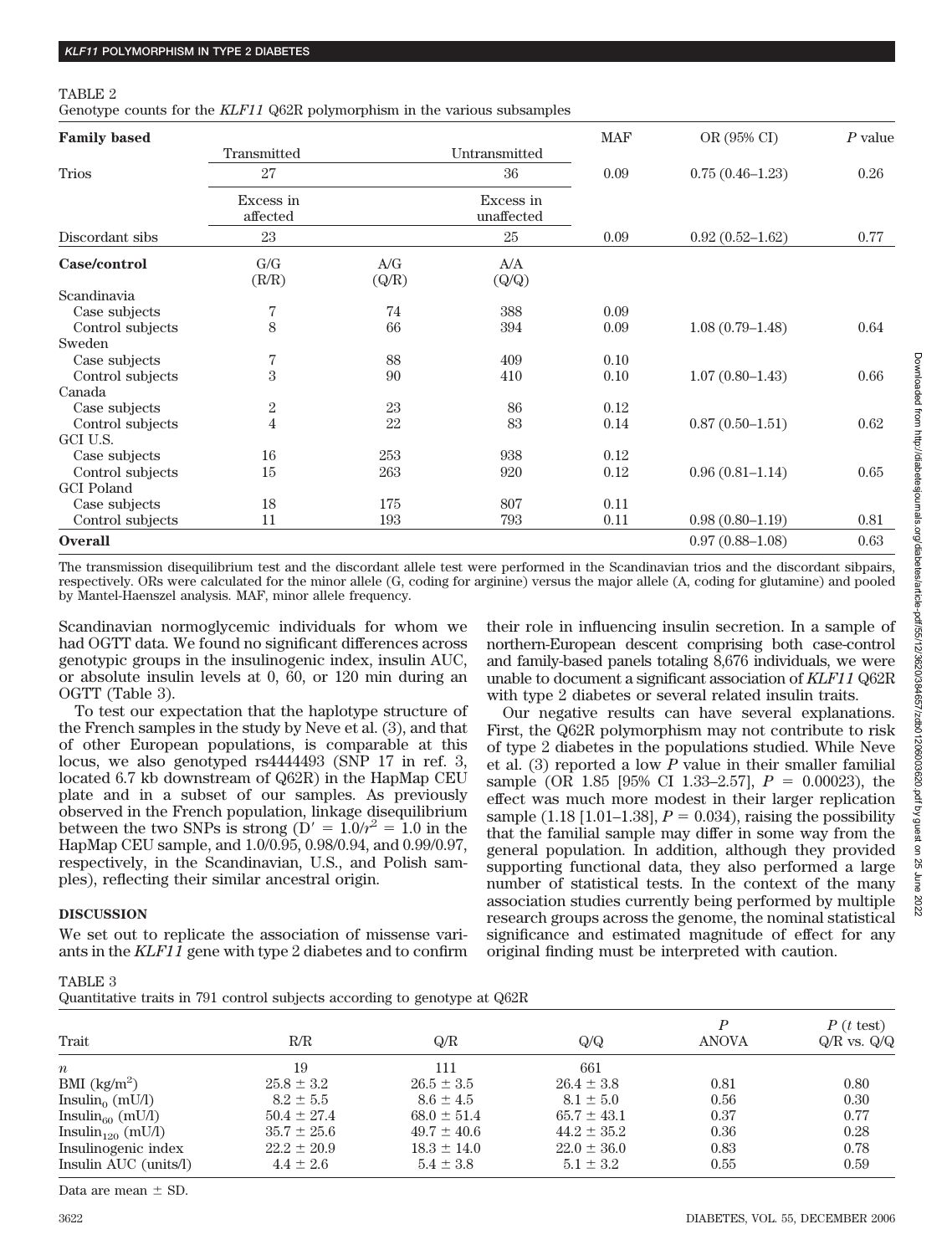TABLE 2

Genotype counts for the *KLF11* Q62R polymorphism in the various subsamples

| **Family based** | | | | MAF | OR (95% CI) | *P* value |
|---|---|---|---|---|---|---|
| | Transmitted | | Untransmitted | | | |
| Trios | 27 | | 36 | 0.09 | 0.75 (0.46–1.23) | 0.26 |
| | Excess in affected | | Excess in unaffected | | | |
| Discordant sibs | 23 | | 25 | 0.09 | 0.92 (0.52–1.62) | 0.77 |
| **Case/control** | G/G (R/R) | A/G (Q/R) | A/A (Q/Q) | | | |
| Scandinavia | | | | | | |
| Case subjects | 7 | 74 | 388 | 0.09 | | |
| Control subjects | 8 | 66 | 394 | 0.09 | 1.08 (0.79–1.48) | 0.64 |
| Sweden | | | | | | |
| Case subjects | 7 | 88 | 409 | 0.10 | | |
| Control subjects | 3 | 90 | 410 | 0.10 | 1.07 (0.80–1.43) | 0.66 |
| Canada | | | | | | |
| Case subjects | 2 | 23 | 86 | 0.12 | | |
| Control subjects | 4 | 22 | 83 | 0.14 | 0.87 (0.50–1.51) | 0.62 |
| GCI U.S. | | | | | | |
| Case subjects | 16 | 253 | 938 | 0.12 | | |
| Control subjects | 15 | 263 | 920 | 0.12 | 0.96 (0.81–1.14) | 0.65 |
| GCI Poland | | | | | | |
| Case subjects | 18 | 175 | 807 | 0.11 | | |
| Control subjects | 11 | 193 | 793 | 0.11 | 0.98 (0.80–1.19) | 0.81 |
| **Overall** | | | | | 0.97 (0.88–1.08) | 0.63 |

The transmission disequilibrium test and the discordant allele test were performed in the Scandinavian trios and the discordant sibpairs, respectively. ORs were calculated for the minor allele (G, coding for arginine) versus the major allele (A, coding for glutamine) and pooled by Mantel-Haenszel analysis. MAF, minor allele frequency.

Scandinavian normoglycemic individuals for whom we had OGTT data. We found no significant differences across genotypic groups in the insulinogenic index, insulin AUC, or absolute insulin levels at 0, 60, or 120 min during an OGTT (Table 3).

To test our expectation that the haplotype structure of the French samples in the study by Neve et al. (3), and that of other European populations, is comparable at this locus, we also genotyped rs4444493 (SNP 17 in ref. 3, located 6.7 kb downstream of Q62R) in the HapMap CEU plate and in a subset of our samples. As previously observed in the French population, linkage disequilibrium between the two SNPs is strong ($D' = 1.0/r^2 = 1.0$ in the HapMap CEU sample, and 1.0/0.95, 0.98/0.94, and 0.99/0.97, respectively, in the Scandinavian, U.S., and Polish samples), reflecting their similar ancestral origin.

## DISCUSSION

We set out to replicate the association of missense variants in the *KLF11* gene with type 2 diabetes and to confirm their role in influencing insulin secretion. In a sample of northern-European descent comprising both case-control and family-based panels totaling 8,676 individuals, we were unable to document a significant association of *KLF11* Q62R with type 2 diabetes or several related insulin traits.

Our negative results can have several explanations. First, the Q62R polymorphism may not contribute to risk of type 2 diabetes in the populations studied. While Neve et al. (3) reported a low *P* value in their smaller familial sample (OR 1.85 [95% CI 1.33–2.57], $P = 0.00023$), the effect was much more modest in their larger replication sample (1.18 [1.01–1.38], $P = 0.034$), raising the possibility that the familial sample may differ in some way from the general population. In addition, although they provided supporting functional data, they also performed a large number of statistical tests. In the context of the many association studies currently being performed by multiple research groups across the genome, the nominal statistical significance and estimated magnitude of effect for any original finding must be interpreted with caution.

TABLE 3

Quantitative traits in 791 control subjects according to genotype at Q62R

| Trait | R/R | Q/R | Q/Q | *P* ANOVA | *P* (*t* test) Q/R vs. Q/Q |
|---|---|---|---|---|---|
| $n$ | 19 | 111 | 661 | | |
| BMI (kg/m$^2$) | 25.8 ± 3.2 | 26.5 ± 3.5 | 26.4 ± 3.8 | 0.81 | 0.80 |
| $Insulin_0$ (mU/l) | 8.2 ± 5.5 | 8.6 ± 4.5 | 8.1 ± 5.0 | 0.56 | 0.30 |
| $Insulin_{60}$ (mU/l) | 50.4 ± 27.4 | 68.0 ± 51.4 | 65.7 ± 43.1 | 0.37 | 0.77 |
| $Insulin_{120}$ (mU/l) | 35.7 ± 25.6 | 49.7 ± 40.6 | 44.2 ± 35.2 | 0.36 | 0.28 |
| Insulinogenic index | 22.2 ± 20.9 | 18.3 ± 14.0 | 22.0 ± 36.0 | 0.83 | 0.78 |
| Insulin AUC (units/l) | 4.4 ± 2.6 | 5.4 ± 3.8 | 5.1 ± 3.2 | 0.55 | 0.59 |

Data are mean ± SD.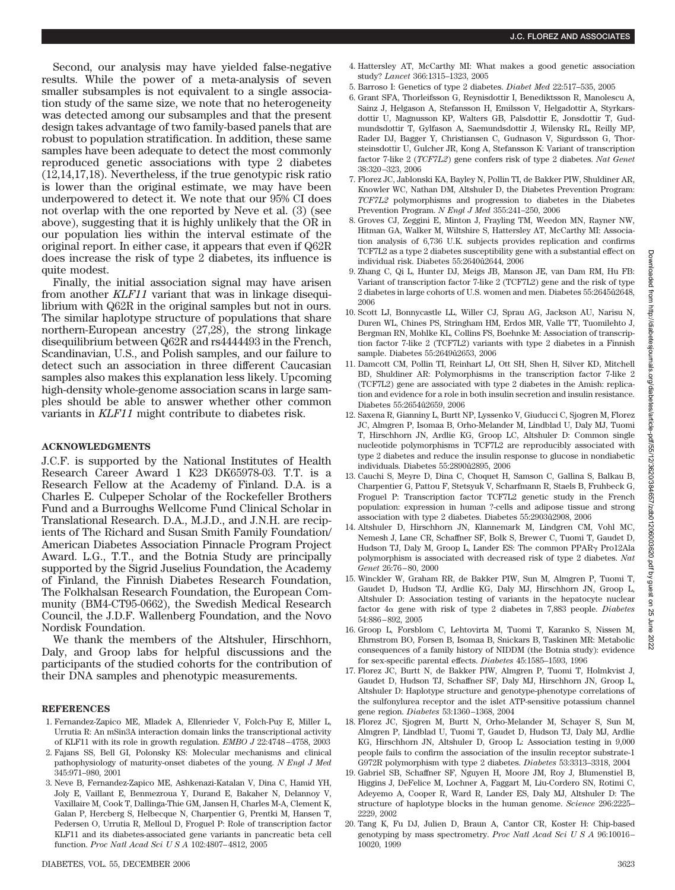Second, our analysis may have yielded false-negative results. While the power of a meta-analysis of seven smaller subsamples is not equivalent to a single association study of the same size, we note that no heterogeneity was detected among our subsamples and that the present design takes advantage of two family-based panels that are robust to population stratification. In addition, these same samples have been adequate to detect the most commonly reproduced genetic associations with type 2 diabetes (12,14,17,18). Nevertheless, if the true genotypic risk ratio is lower than the original estimate, we may have been underpowered to detect it. We note that our 95% CI does not overlap with the one reported by Neve et al. (3) (see above), suggesting that it is highly unlikely that the OR in our population lies within the interval estimate of the original report. In either case, it appears that even if Q62R does increase the risk of type 2 diabetes, its influence is quite modest.

Finally, the initial association signal may have arisen from another *KLF11* variant that was in linkage disequilibrium with Q62R in the original samples but not in ours. The similar haplotype structure of populations that share northern-European ancestry (27,28), the strong linkage disequilibrium between Q62R and rs4444493 in the French, Scandinavian, U.S., and Polish samples, and our failure to detect such an association in three different Caucasian samples also makes this explanation less likely. Upcoming high-density whole-genome association scans in large samples should be able to answer whether other common variants in *KLF11* might contribute to diabetes risk.

## ACKNOWLEDGMENTS

J.C.F. is supported by the National Institutes of Health Research Career Award 1 K23 DK65978-03. T.T. is a Research Fellow at the Academy of Finland. D.A. is a Charles E. Culpeper Scholar of the Rockefeller Brothers Fund and a Burroughs Wellcome Fund Clinical Scholar in Translational Research. D.A., M.J.D., and J.N.H. are recipients of The Richard and Susan Smith Family Foundation/American Diabetes Association Pinnacle Program Project Award. L.G., T.T., and the Botnia Study are principally supported by the Sigrid Juselius Foundation, the Academy of Finland, the Finnish Diabetes Research Foundation, The Folkhalsan Research Foundation, the European Community (BM4-CT95-0662), the Swedish Medical Research Council, the J.D.F. Wallenberg Foundation, and the Novo Nordisk Foundation.

We thank the members of the Altshuler, Hirschhorn, Daly, and Groop labs for helpful discussions and the participants of the studied cohorts for the contribution of their DNA samples and phenotypic measurements.

## REFERENCES

1. Fernandez-Zapico ME, Mladek A, Ellenrieder V, Folch-Puy E, Miller L, Urrutia R: An mSin3A interaction domain links the transcriptional activity of KLF11 with its role in growth regulation. *EMBO J* 22:4748–4758, 2003
2. Fajans SS, Bell GI, Polonsky KS: Molecular mechanisms and clinical pathophysiology of maturity-onset diabetes of the young. *N Engl J Med* 345:971–980, 2001
3. Neve B, Fernandez-Zapico ME, Ashkenazi-Katalan V, Dina C, Hamid YH, Joly E, Vaillant E, Benmezroua Y, Durand E, Bakaher N, Delannoy V, Vaxillaire M, Cook T, Dallinga-Thie GM, Jansen H, Charles M-A, Clement K, Galan P, Hercberg S, Helbecque N, Charpentier G, Prentki M, Hansen T, Pedersen O, Urrutia R, Melloul D, Froguel P: Role of transcription factor KLF11 and its diabetes-associated gene variants in pancreatic beta cell function. *Proc Natl Acad Sci U S A* 102:4807–4812, 2005
4. Hattersley AT, McCarthy MI: What makes a good genetic association study? *Lancet* 366:1315–1323, 2005
5. Barroso I: Genetics of type 2 diabetes. *Diabet Med* 22:517–535, 2005
6. Grant SFA, Thorleifsson G, Reynisdottir I, Benediktsson R, Manolescu A, Sainz J, Helgason A, Stefansson H, Emilsson V, Helgadottir A, Styrkarsdottir U, Magnusson KP, Walters GB, Palsdottir E, Jonsdottir T, Gudmundsdottir T, Gylfason A, Saemundsdottir J, Wilensky RL, Reilly MP, Rader DJ, Bagger Y, Christiansen C, Gudnason V, Sigurdsson G, Thorsteinsdottir U, Gulcher JR, Kong A, Stefansson K: Variant of transcription factor 7-like 2 (*TCF7L2*) gene confers risk of type 2 diabetes. *Nat Genet* 38:320–323, 2006
7. Florez JC, Jablonski KA, Bayley N, Pollin TI, de Bakker PIW, Shuldiner AR, Knowler WC, Nathan DM, Altshuler D, the Diabetes Prevention Program: *TCF7L2* polymorphisms and progression to diabetes in the Diabetes Prevention Program. *N Engl J Med* 355:241–250, 2006
8. Groves CJ, Zeggini E, Minton J, Frayling TM, Weedon MN, Rayner NW, Hitman GA, Walker M, Wiltshire S, Hattersley AT, McCarthy MI: Association analysis of 6,736 U.K. subjects provides replication and confirms TCF7L2 as a type 2 diabetes susceptibility gene with a substantial effect on individual risk. Diabetes 55:2640û2644, 2006
9. Zhang C, Qi L, Hunter DJ, Meigs JB, Manson JE, van Dam RM, Hu FB: Variant of transcription factor 7-like 2 (TCF7L2) gene and the risk of type 2 diabetes in large cohorts of U.S. women and men. Diabetes 55:2645û2648, 2006
10. Scott LJ, Bonnycastle LL, Willer CJ, Sprau AG, Jackson AU, Narisu N, Duren WL, Chines PS, Stringham HM, Erdos MR, Valle TT, Tuomilehto J, Bergman RN, Mohlke KL, Collins FS, Boehnke M: Association of transcription factor 7-like 2 (TCF7L2) variants with type 2 diabetes in a Finnish sample. Diabetes 55:2649û2653, 2006
11. Damcott CM, Pollin TI, Reinhart LJ, Ott SH, Shen H, Silver KD, Mitchell BD, Shuldiner AR: Polymorphisms in the transcription factor 7-like 2 (TCF7L2) gene are associated with type 2 diabetes in the Amish: replication and evidence for a role in both insulin secretion and insulin resistance. Diabetes 55:2654û2659, 2006
12. Saxena R, Gianniny L, Burtt NP, Lyssenko V, Giuducci C, Sjogren M, Florez JC, Almgren P, Isomaa B, Orho-Melander M, Lindblad U, Daly MJ, Tuomi T, Hirschhorn JN, Ardlie KG, Groop LC, Altshuler D: Common single nucleotide polymorphisms in TCF7L2 are reproducibly associated with type 2 diabetes and reduce the insulin response to glucose in nondiabetic individuals. Diabetes 55:2890û2895, 2006
13. Cauchi S, Meyre D, Dina C, Choquet H, Samson C, Gallina S, Balkau B, Charpentier G, Pattou F, Stetsyuk V, Scharfmann R, Staels B, Fruhbeck G, Froguel P: Transcription factor TCF7L2 genetic study in the French population: expression in human ?-cells and adipose tissue and strong association with type 2 diabetes. Diabetes 55:2903û2908, 2006
14. Altshuler D, Hirschhorn JN, Klannemark M, Lindgren CM, Vohl MC, Nemesh J, Lane CR, Schaffner SF, Bolk S, Brewer C, Tuomi T, Gaudet D, Hudson TJ, Daly M, Groop L, Lander ES: The common PPAR$\gamma$ Pro12Ala polymorphism is associated with decreased risk of type 2 diabetes. *Nat Genet* 26:76–80, 2000
15. Winckler W, Graham RR, de Bakker PIW, Sun M, Almgren P, Tuomi T, Gaudet D, Hudson TJ, Ardlie KG, Daly MJ, Hirschhorn JN, Groop L, Altshuler D: Association testing of variants in the hepatocyte nuclear factor 4$\alpha$ gene with risk of type 2 diabetes in 7,883 people. *Diabetes* 54:886–892, 2005
16. Groop L, Forsblom C, Lehtovirta M, Tuomi T, Karanko S, Nissen M, Ehrnstrom BO, Forsen B, Isomaa B, Snickars B, Taskinen MR: Metabolic consequences of a family history of NIDDM (the Botnia study): evidence for sex-specific parental effects. *Diabetes* 45:1585–1593, 1996
17. Florez JC, Burtt N, de Bakker PIW, Almgren P, Tuomi T, Holmkvist J, Gaudet D, Hudson TJ, Schaffner SF, Daly MJ, Hirschhorn JN, Groop L, Altshuler D: Haplotype structure and genotype-phenotype correlations of the sulfonylurea receptor and the islet ATP-sensitive potassium channel gene region. *Diabetes* 53:1360–1368, 2004
18. Florez JC, Sjogren M, Burtt N, Orho-Melander M, Schayer S, Sun M, Almgren P, Lindblad U, Tuomi T, Gaudet D, Hudson TJ, Daly MJ, Ardlie KG, Hirschhorn JN, Altshuler D, Groop L: Association testing in 9,000 people fails to confirm the association of the insulin receptor substrate-1 G972R polymorphism with type 2 diabetes. *Diabetes* 53:3313–3318, 2004
19. Gabriel SB, Schaffner SF, Nguyen H, Moore JM, Roy J, Blumenstiel B, Higgins J, DeFelice M, Lochner A, Faggart M, Liu-Cordero SN, Rotimi C, Adeyemo A, Cooper R, Ward R, Lander ES, Daly MJ, Altshuler D: The structure of haplotype blocks in the human genome. *Science* 296:2225–2229, 2002
20. Tang K, Fu DJ, Julien D, Braun A, Cantor CR, Koster H: Chip-based genotyping by mass spectrometry. *Proc Natl Acad Sci U S A* 96:10016–10020, 1999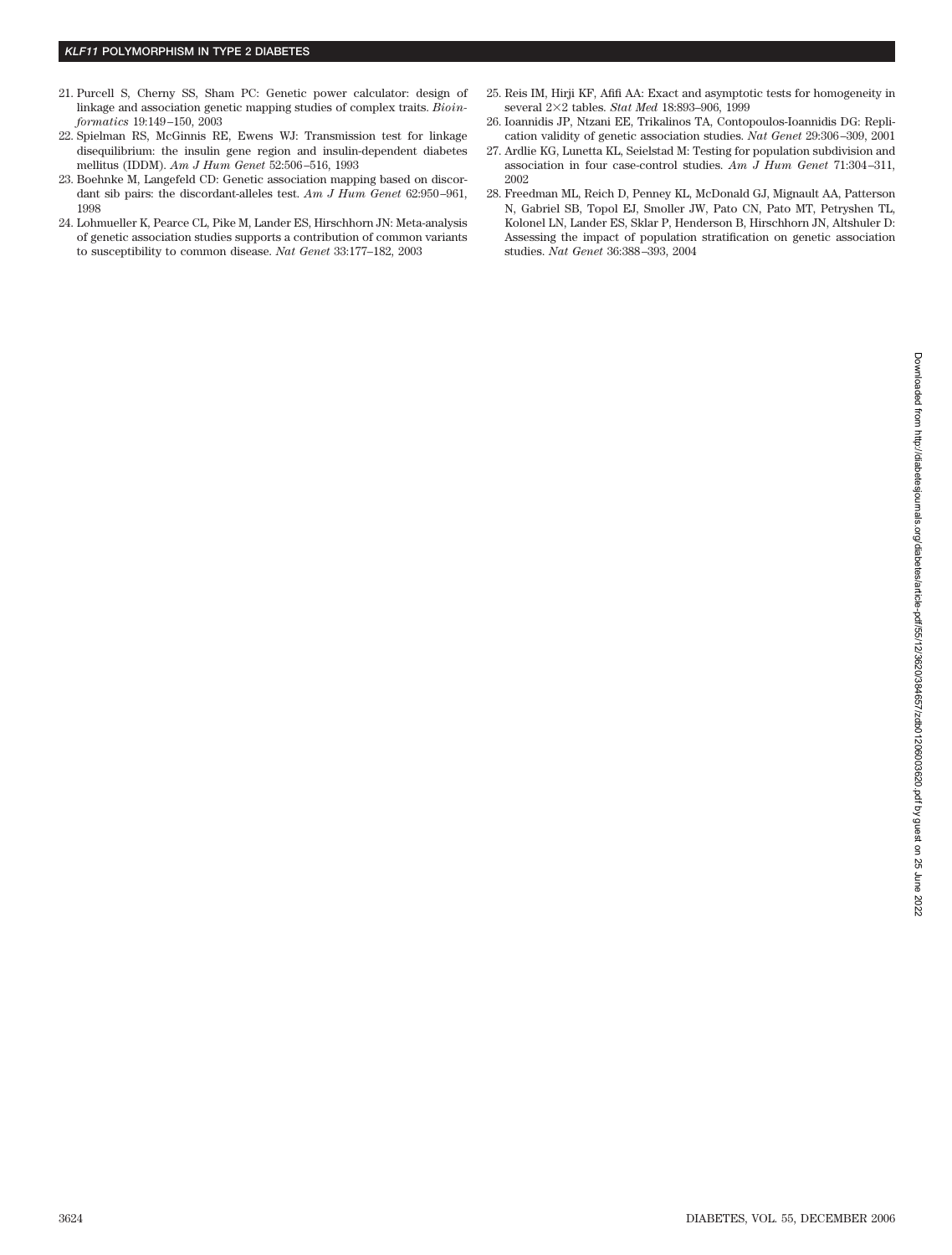21. Purcell S, Cherny SS, Sham PC: Genetic power calculator: design of linkage and association genetic mapping studies of complex traits. *Bioinformatics* 19:149–150, 2003
22. Spielman RS, McGinnis RE, Ewens WJ: Transmission test for linkage disequilibrium: the insulin gene region and insulin-dependent diabetes mellitus (IDDM). *Am J Hum Genet* 52:506–516, 1993
23. Boehnke M, Langefeld CD: Genetic association mapping based on discordant sib pairs: the discordant-alleles test. *Am J Hum Genet* 62:950–961, 1998
24. Lohmueller K, Pearce CL, Pike M, Lander ES, Hirschhorn JN: Meta-analysis of genetic association studies supports a contribution of common variants to susceptibility to common disease. *Nat Genet* 33:177–182, 2003
25. Reis IM, Hirji KF, Afifi AA: Exact and asymptotic tests for homogeneity in several 2×2 tables. *Stat Med* 18:893–906, 1999
26. Ioannidis JP, Ntzani EE, Trikalinos TA, Contopoulos-Ioannidis DG: Replication validity of genetic association studies. *Nat Genet* 29:306–309, 2001
27. Ardlie KG, Lunetta KL, Seielstad M: Testing for population subdivision and association in four case-control studies. *Am J Hum Genet* 71:304–311, 2002
28. Freedman ML, Reich D, Penney KL, McDonald GJ, Mignault AA, Patterson N, Gabriel SB, Topol EJ, Smoller JW, Pato CN, Pato MT, Petryshen TL, Kolonel LN, Lander ES, Sklar P, Henderson B, Hirschhorn JN, Altshuler D: Assessing the impact of population stratification on genetic association studies. *Nat Genet* 36:388–393, 2004